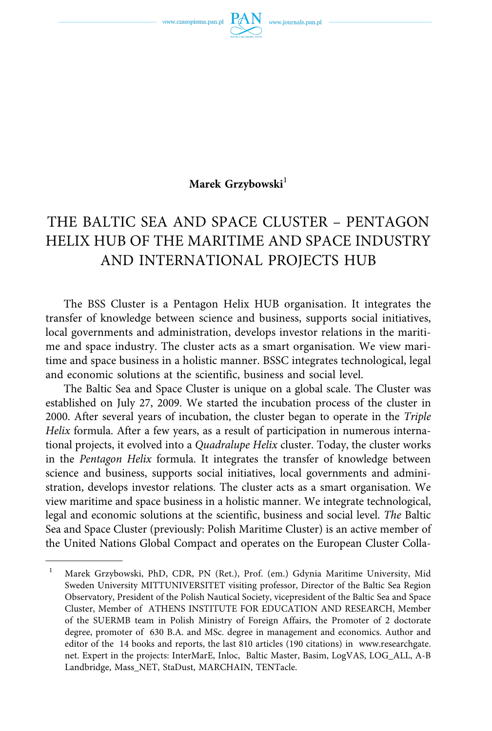**Marek Grzybowski**[1]

# THE BALTIC SEA AND SPACE CLUSTER – PENTAGON HELIX HUB OF THE MARITIME AND SPACE INDUSTRY AND INTERNATIONAL PROJECTS HUB

The BSS Cluster is a Pentagon Helix HUB organisation. It integrates the transfer of knowledge between science and business, supports social initiatives, local governments and administration, develops investor relations in the maritime and space industry. The cluster acts as a smart organisation. We view maritime and space business in a holistic manner. BSSC integrates technological, legal and economic solutions at the scientific, business and social level.

The Baltic Sea and Space Cluster is unique on a global scale. The Cluster was established on July 27, 2009. We started the incubation process of the cluster in 2000. After several years of incubation, the cluster began to operate in the *Triple Helix* formula. After a few years, as a result of participation in numerous international projects, it evolved into a *Quadralupe Helix* cluster. Today, the cluster works in the *Pentagon Helix* formula. It integrates the transfer of knowledge between science and business, supports social initiatives, local governments and administration, develops investor relations. The cluster acts as a smart organisation. We view maritime and space business in a holistic manner. We integrate technological, legal and economic solutions at the scientific, business and social level. *The* Baltic Sea and Space Cluster (previously: Polish Maritime Cluster) is an active member of the United Nations Global Compact and operates on the European Cluster Colla-

---

[1] Marek Grzybowski, PhD, CDR, PN (Ret.), Prof. (em.) Gdynia Maritime University, Mid Sweden University MITTUNIVERSITET visiting professor, Director of the Baltic Sea Region Observatory, President of the Polish Nautical Society, vicepresident of the Baltic Sea and Space Cluster, Member of ATHENS INSTITUTE FOR EDUCATION AND RESEARCH, Member of the SUERMB team in Polish Ministry of Foreign Affairs, the Promoter of 2 doctorate degree, promoter of 630 B.A. and MSc. degree in management and economics. Author and editor of the 14 books and reports, the last 810 articles (190 citations) in www.researchgate.net. Expert in the projects: InterMarE, Inloc, Baltic Master, Basim, LogVAS, LOG_ALL, A-B Landbridge, Mass_NET, StaDust, MARCHAIN, TENTacle.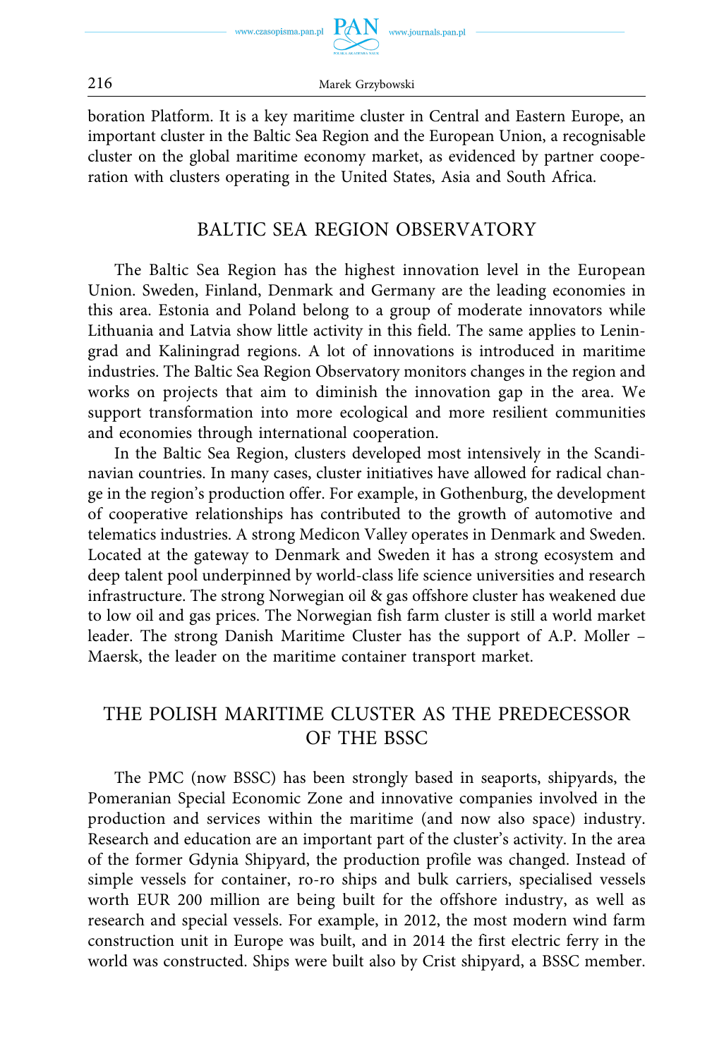boration Platform. It is a key maritime cluster in Central and Eastern Europe, an important cluster in the Baltic Sea Region and the European Union, a recognisable cluster on the global maritime economy market, as evidenced by partner cooperation with clusters operating in the United States, Asia and South Africa.

## BALTIC SEA REGION OBSERVATORY

The Baltic Sea Region has the highest innovation level in the European Union. Sweden, Finland, Denmark and Germany are the leading economies in this area. Estonia and Poland belong to a group of moderate innovators while Lithuania and Latvia show little activity in this field. The same applies to Leningrad and Kaliningrad regions. A lot of innovations is introduced in maritime industries. The Baltic Sea Region Observatory monitors changes in the region and works on projects that aim to diminish the innovation gap in the area. We support transformation into more ecological and more resilient communities and economies through international cooperation.

In the Baltic Sea Region, clusters developed most intensively in the Scandinavian countries. In many cases, cluster initiatives have allowed for radical change in the region's production offer. For example, in Gothenburg, the development of cooperative relationships has contributed to the growth of automotive and telematics industries. A strong Medicon Valley operates in Denmark and Sweden. Located at the gateway to Denmark and Sweden it has a strong ecosystem and deep talent pool underpinned by world-class life science universities and research infrastructure. The strong Norwegian oil & gas offshore cluster has weakened due to low oil and gas prices. The Norwegian fish farm cluster is still a world market leader. The strong Danish Maritime Cluster has the support of A.P. Moller – Maersk, the leader on the maritime container transport market.

## THE POLISH MARITIME CLUSTER AS THE PREDECESSOR OF THE BSSC

The PMC (now BSSC) has been strongly based in seaports, shipyards, the Pomeranian Special Economic Zone and innovative companies involved in the production and services within the maritime (and now also space) industry. Research and education are an important part of the cluster's activity. In the area of the former Gdynia Shipyard, the production profile was changed. Instead of simple vessels for container, ro-ro ships and bulk carriers, specialised vessels worth EUR 200 million are being built for the offshore industry, as well as research and special vessels. For example, in 2012, the most modern wind farm construction unit in Europe was built, and in 2014 the first electric ferry in the world was constructed. Ships were built also by Crist shipyard, a BSSC member.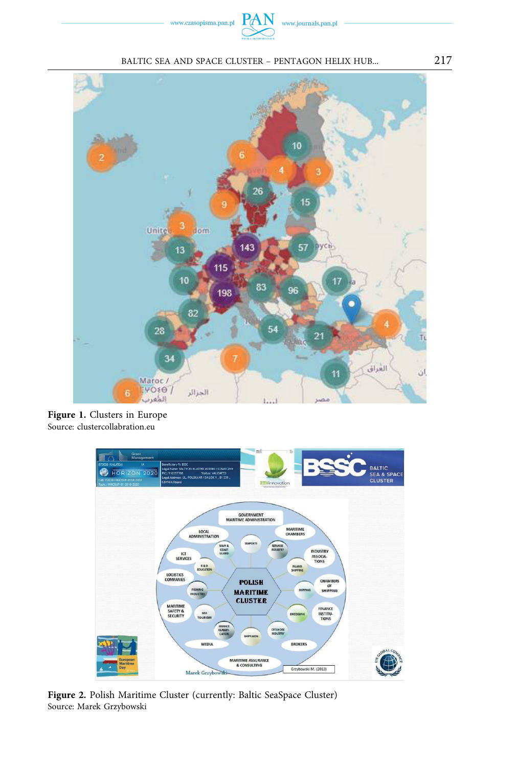**Figure 1.** Clusters in Europe
Source: clustercollabration.eu

**Figure 2.** Polish Maritime Cluster (currently: Baltic SeaSpace Cluster)
Source: Marek Grzybowski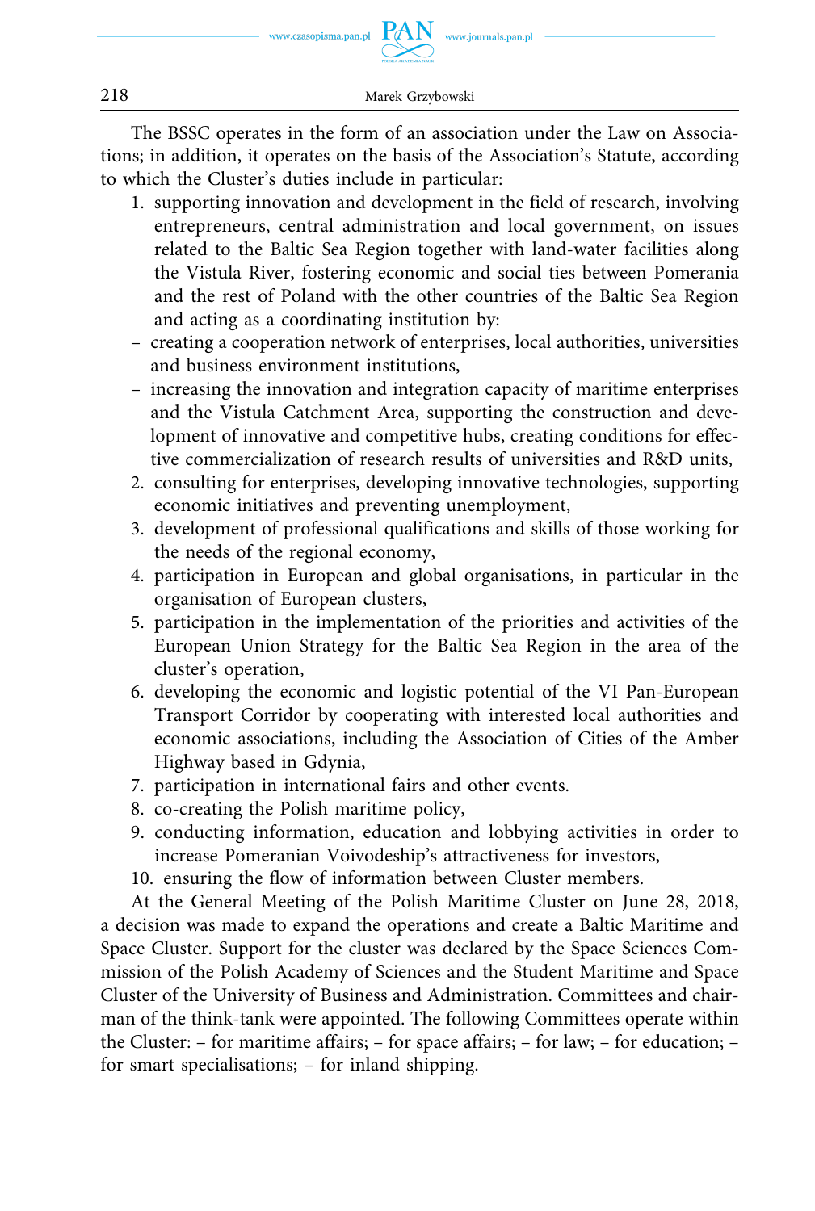The BSSC operates in the form of an association under the Law on Associations; in addition, it operates on the basis of the Association's Statute, according to which the Cluster's duties include in particular:

1. supporting innovation and development in the field of research, involving entrepreneurs, central administration and local government, on issues related to the Baltic Sea Region together with land-water facilities along the Vistula River, fostering economic and social ties between Pomerania and the rest of Poland with the other countries of the Baltic Sea Region and acting as a coordinating institution by:
   - creating a cooperation network of enterprises, local authorities, universities and business environment institutions,
   - increasing the innovation and integration capacity of maritime enterprises and the Vistula Catchment Area, supporting the construction and development of innovative and competitive hubs, creating conditions for effective commercialization of research results of universities and R&D units,
2. consulting for enterprises, developing innovative technologies, supporting economic initiatives and preventing unemployment,
3. development of professional qualifications and skills of those working for the needs of the regional economy,
4. participation in European and global organisations, in particular in the organisation of European clusters,
5. participation in the implementation of the priorities and activities of the European Union Strategy for the Baltic Sea Region in the area of the cluster's operation,
6. developing the economic and logistic potential of the VI Pan-European Transport Corridor by cooperating with interested local authorities and economic associations, including the Association of Cities of the Amber Highway based in Gdynia,
7. participation in international fairs and other events.
8. co-creating the Polish maritime policy,
9. conducting information, education and lobbying activities in order to increase Pomeranian Voivodeship's attractiveness for investors,
10. ensuring the flow of information between Cluster members.

At the General Meeting of the Polish Maritime Cluster on June 28, 2018, a decision was made to expand the operations and create a Baltic Maritime and Space Cluster. Support for the cluster was declared by the Space Sciences Commission of the Polish Academy of Sciences and the Student Maritime and Space Cluster of the University of Business and Administration. Committees and chairman of the think-tank were appointed. The following Committees operate within the Cluster: – for maritime affairs; – for space affairs; – for law; – for education; – for smart specialisations; – for inland shipping.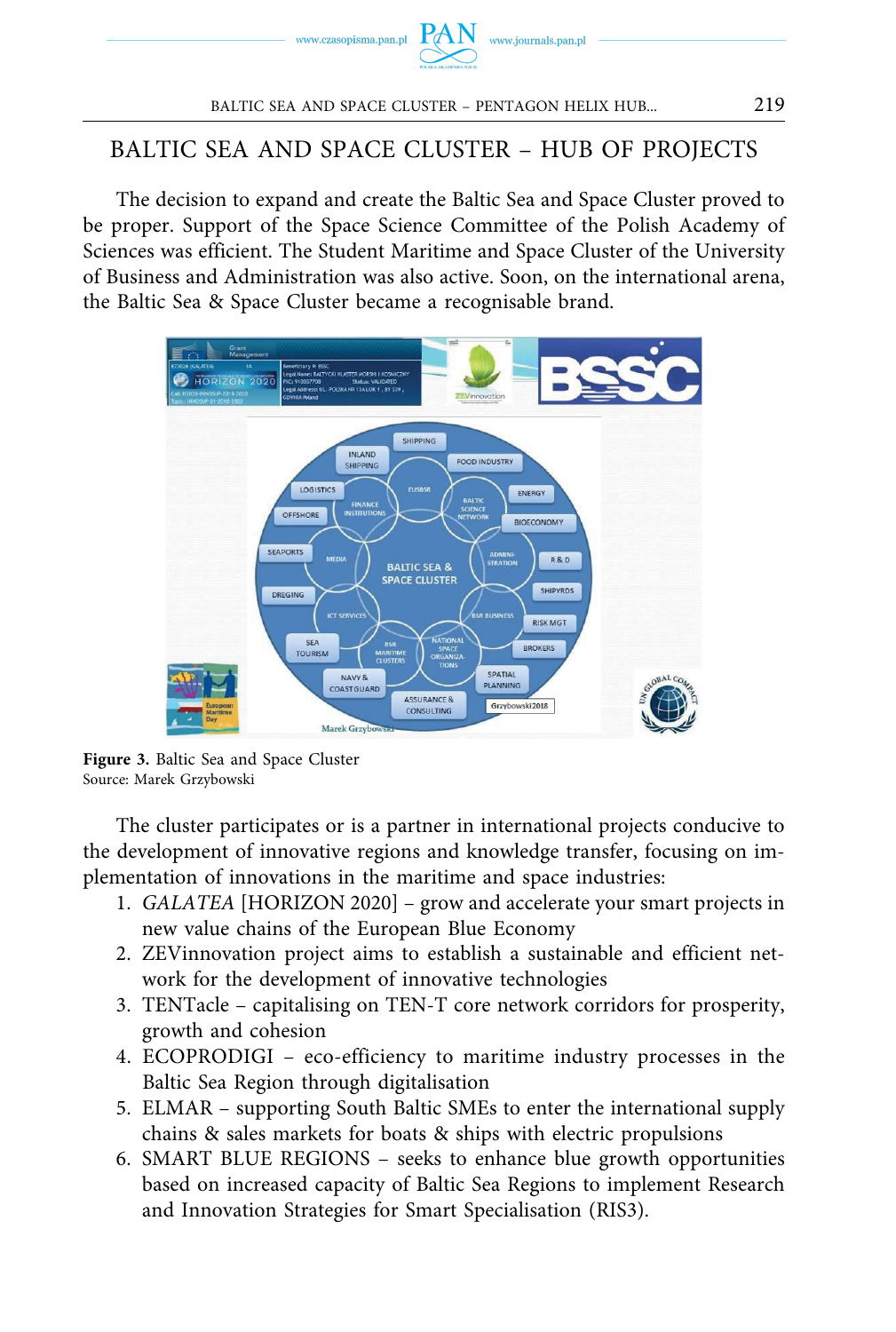## BALTIC SEA AND SPACE CLUSTER – HUB OF PROJECTS

The decision to expand and create the Baltic Sea and Space Cluster proved to be proper. Support of the Space Science Committee of the Polish Academy of Sciences was efficient. The Student Maritime and Space Cluster of the University of Business and Administration was also active. Soon, on the international arena, the Baltic Sea & Space Cluster became a recognisable brand.

**Figure 3.** Baltic Sea and Space Cluster
Source: Marek Grzybowski

The cluster participates or is a partner in international projects conducive to the development of innovative regions and knowledge transfer, focusing on implementation of innovations in the maritime and space industries:

1. *GALATEA* [HORIZON 2020] – grow and accelerate your smart projects in new value chains of the European Blue Economy
2. ZEVinnovation project aims to establish a sustainable and efficient network for the development of innovative technologies
3. TENTacle – capitalising on TEN-T core network corridors for prosperity, growth and cohesion
4. ECOPRODIGI – eco-efficiency to maritime industry processes in the Baltic Sea Region through digitalisation
5. ELMAR – supporting South Baltic SMEs to enter the international supply chains & sales markets for boats & ships with electric propulsions
6. SMART BLUE REGIONS – seeks to enhance blue growth opportunities based on increased capacity of Baltic Sea Regions to implement Research and Innovation Strategies for Smart Specialisation (RIS3).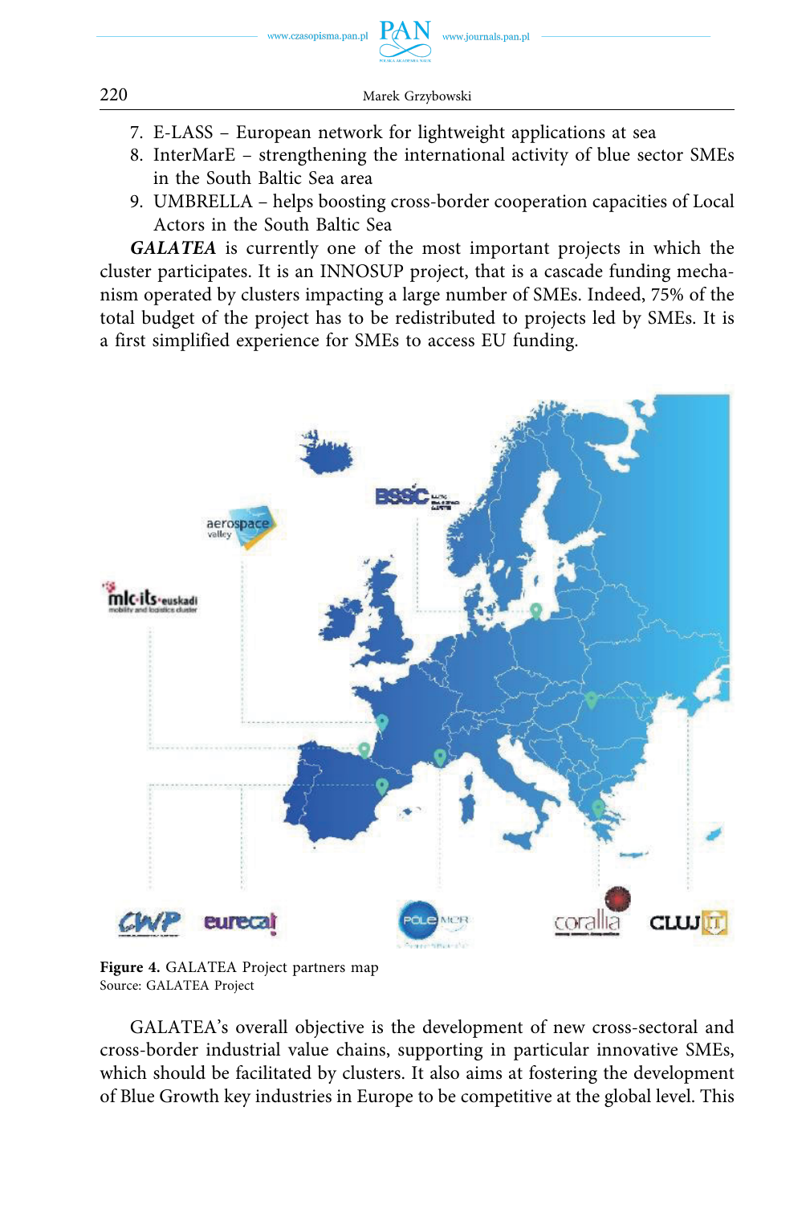7. E-LASS – European network for lightweight applications at sea
8. InterMarE – strengthening the international activity of blue sector SMEs in the South Baltic Sea area
9. UMBRELLA – helps boosting cross-border cooperation capacities of Local Actors in the South Baltic Sea

***GALATEA*** is currently one of the most important projects in which the cluster participates. It is an INNOSUP project, that is a cascade funding mechanism operated by clusters impacting a large number of SMEs. Indeed, 75% of the total budget of the project has to be redistributed to projects led by SMEs. It is a first simplified experience for SMEs to access EU funding.

**Figure 4.** GALATEA Project partners map
Source: GALATEA Project

GALATEA's overall objective is the development of new cross-sectoral and cross-border industrial value chains, supporting in particular innovative SMEs, which should be facilitated by clusters. It also aims at fostering the development of Blue Growth key industries in Europe to be competitive at the global level. This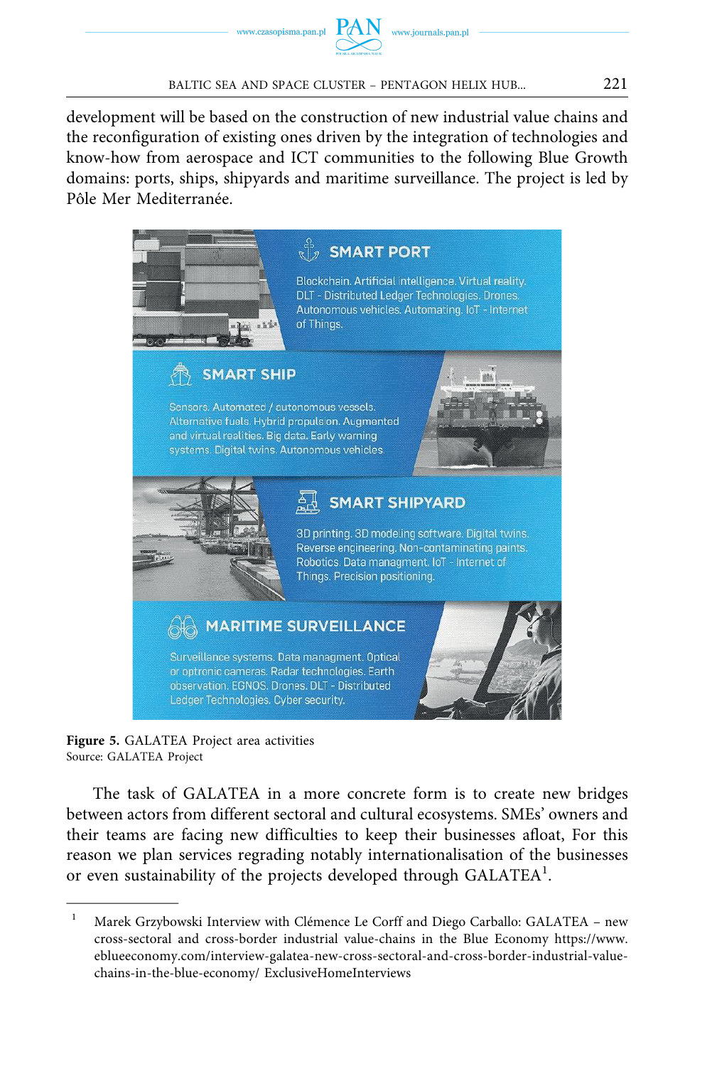development will be based on the construction of new industrial value chains and the reconfiguration of existing ones driven by the integration of technologies and know-how from aerospace and ICT communities to the following Blue Growth domains: ports, ships, shipyards and maritime surveillance. The project is led by Pôle Mer Mediterranée.

**SMART PORT**

Blockchain. Artificial intelligence. Virtual reality. DLT - Distributed Ledger Technologies. Drones. Autonomous vehicles. Automating. IoT - Internet of Things.

**SMART SHIP**

Sensors. Automated / autonomous vessels. Alternative fuels. Hybrid propulsion. Augmented and virtual realities. Big data. Early warning systems. Digital twins. Autonomous vehicles.

**SMART SHIPYARD**

3D printing. 3D modeling software. Digital twins. Reverse engineering. Non-contaminating paints. Robotics. Data managment. IoT - Internet of Things. Precision positioning.

**MARITIME SURVEILLANCE**

Surveillance systems. Data managment. Optical or optronic cameras. Radar technologies. Earth observation. EGNOS. Drones. DLT - Distributed Ledger Technologies. Cyber security.

**Figure 5.** GALATEA Project area activities
Source: GALATEA Project

The task of GALATEA in a more concrete form is to create new bridges between actors from different sectoral and cultural ecosystems. SMEs' owners and their teams are facing new difficulties to keep their businesses afloat, For this reason we plan services regrading notably internationalisation of the businesses or even sustainability of the projects developed through GALATEA[1].

---

[1] Marek Grzybowski Interview with Clémence Le Corff and Diego Carballo: GALATEA – new cross-sectoral and cross-border industrial value-chains in the Blue Economy https://www.eblueeconomy.com/interview-galatea-new-cross-sectoral-and-cross-border-industrial-value-chains-in-the-blue-economy/ ExclusiveHomeInterviews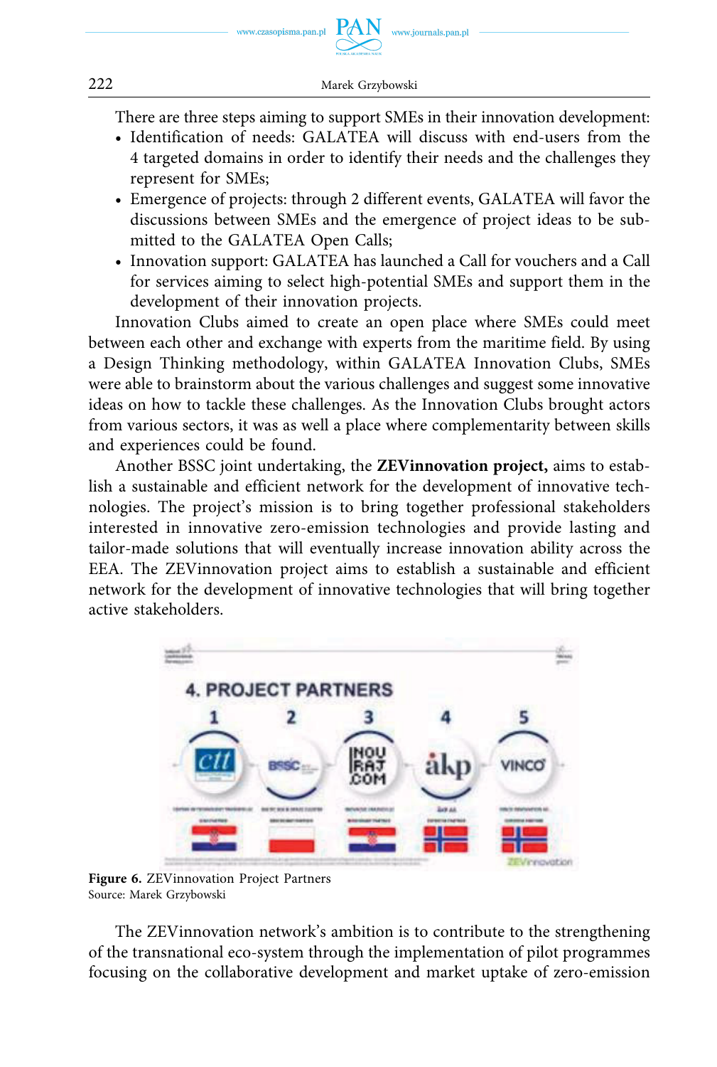There are three steps aiming to support SMEs in their innovation development:

- Identification of needs: GALATEA will discuss with end-users from the 4 targeted domains in order to identify their needs and the challenges they represent for SMEs;
- Emergence of projects: through 2 different events, GALATEA will favor the discussions between SMEs and the emergence of project ideas to be submitted to the GALATEA Open Calls;
- Innovation support: GALATEA has launched a Call for vouchers and a Call for services aiming to select high-potential SMEs and support them in the development of their innovation projects.

Innovation Clubs aimed to create an open place where SMEs could meet between each other and exchange with experts from the maritime field. By using a Design Thinking methodology, within GALATEA Innovation Clubs, SMEs were able to brainstorm about the various challenges and suggest some innovative ideas on how to tackle these challenges. As the Innovation Clubs brought actors from various sectors, it was as well a place where complementarity between skills and experiences could be found.

Another BSSC joint undertaking, the **ZEVinnovation project,** aims to establish a sustainable and efficient network for the development of innovative technologies. The project's mission is to bring together professional stakeholders interested in innovative zero-emission technologies and provide lasting and tailor-made solutions that will eventually increase innovation ability across the EEA. The ZEVinnovation project aims to establish a sustainable and efficient network for the development of innovative technologies that will bring together active stakeholders.

**Figure 6.** ZEVinnovation Project Partners
Source: Marek Grzybowski

The ZEVinnovation network's ambition is to contribute to the strengthening of the transnational eco-system through the implementation of pilot programmes focusing on the collaborative development and market uptake of zero-emission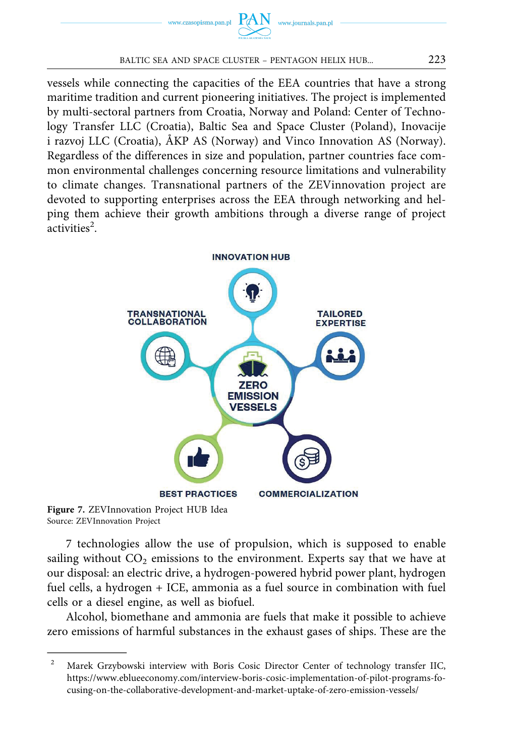vessels while connecting the capacities of the EEA countries that have a strong maritime tradition and current pioneering initiatives. The project is implemented by multi-sectoral partners from Croatia, Norway and Poland: Center of Technology Transfer LLC (Croatia), Baltic Sea and Space Cluster (Poland), Inovacije i razvoj LLC (Croatia), ÅKP AS (Norway) and Vinco Innovation AS (Norway). Regardless of the differences in size and population, partner countries face common environmental challenges concerning resource limitations and vulnerability to climate changes. Transnational partners of the ZEVinnovation project are devoted to supporting enterprises across the EEA through networking and helping them achieve their growth ambitions through a diverse range of project activities[2].

INNOVATION HUB

TRANSNATIONAL COLLABORATION

TAILORED EXPERTISE

ZERO EMISSION VESSELS

BEST PRACTICES

COMMERCIALIZATION

**Figure 7.** ZEVInnovation Project HUB Idea
Source: ZEVInnovation Project

7 technologies allow the use of propulsion, which is supposed to enable sailing without $CO_2$ emissions to the environment. Experts say that we have at our disposal: an electric drive, a hydrogen-powered hybrid power plant, hydrogen fuel cells, a hydrogen + ICE, ammonia as a fuel source in combination with fuel cells or a diesel engine, as well as biofuel.

Alcohol, biomethane and ammonia are fuels that make it possible to achieve zero emissions of harmful substances in the exhaust gases of ships. These are the

---

[2] Marek Grzybowski interview with Boris Cosic Director Center of technology transfer IIC, https://www.eblueeconomy.com/interview-boris-cosic-implementation-of-pilot-programs-focusing-on-the-collaborative-development-and-market-uptake-of-zero-emission-vessels/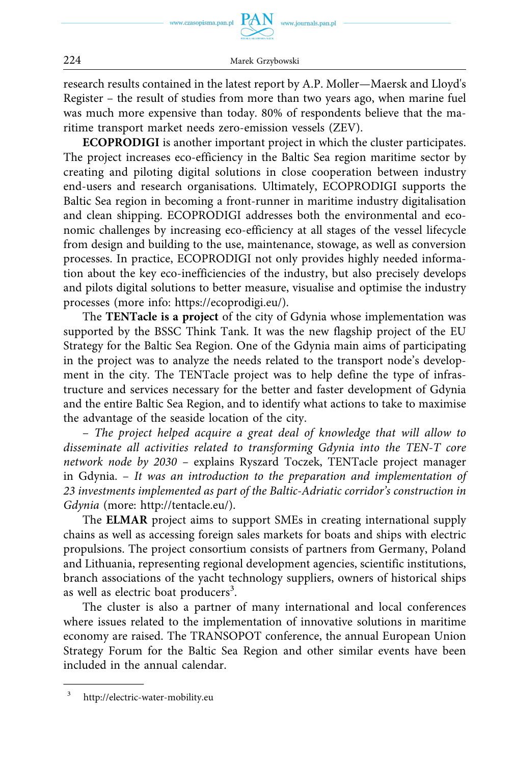research results contained in the latest report by A.P. Moller—Maersk and Lloyd's Register – the result of studies from more than two years ago, when marine fuel was much more expensive than today. 80% of respondents believe that the maritime transport market needs zero-emission vessels (ZEV).

**ECOPRODIGI** is another important project in which the cluster participates. The project increases eco-efficiency in the Baltic Sea region maritime sector by creating and piloting digital solutions in close cooperation between industry end-users and research organisations. Ultimately, ECOPRODIGI supports the Baltic Sea region in becoming a front-runner in maritime industry digitalisation and clean shipping. ECOPRODIGI addresses both the environmental and economic challenges by increasing eco-efficiency at all stages of the vessel lifecycle from design and building to the use, maintenance, stowage, as well as conversion processes. In practice, ECOPRODIGI not only provides highly needed information about the key eco-inefficiencies of the industry, but also precisely develops and pilots digital solutions to better measure, visualise and optimise the industry processes (more info: https://ecoprodigi.eu/).

The **TENTacle is a project** of the city of Gdynia whose implementation was supported by the BSSC Think Tank. It was the new flagship project of the EU Strategy for the Baltic Sea Region. One of the Gdynia main aims of participating in the project was to analyze the needs related to the transport node's development in the city. The TENTacle project was to help define the type of infrastructure and services necessary for the better and faster development of Gdynia and the entire Baltic Sea Region, and to identify what actions to take to maximise the advantage of the seaside location of the city.

– *The project helped acquire a great deal of knowledge that will allow to disseminate all activities related to transforming Gdynia into the TEN-T core network node by 2030* – explains Ryszard Toczek, TENTacle project manager in Gdynia. – *It was an introduction to the preparation and implementation of 23 investments implemented as part of the Baltic-Adriatic corridor's construction in Gdynia* (more: http://tentacle.eu/).

The **ELMAR** project aims to support SMEs in creating international supply chains as well as accessing foreign sales markets for boats and ships with electric propulsions. The project consortium consists of partners from Germany, Poland and Lithuania, representing regional development agencies, scientific institutions, branch associations of the yacht technology suppliers, owners of historical ships as well as electric boat producers[3].

The cluster is also a partner of many international and local conferences where issues related to the implementation of innovative solutions in maritime economy are raised. The TRANSOPOT conference, the annual European Union Strategy Forum for the Baltic Sea Region and other similar events have been included in the annual calendar.

---

[3] http://electric-water-mobility.eu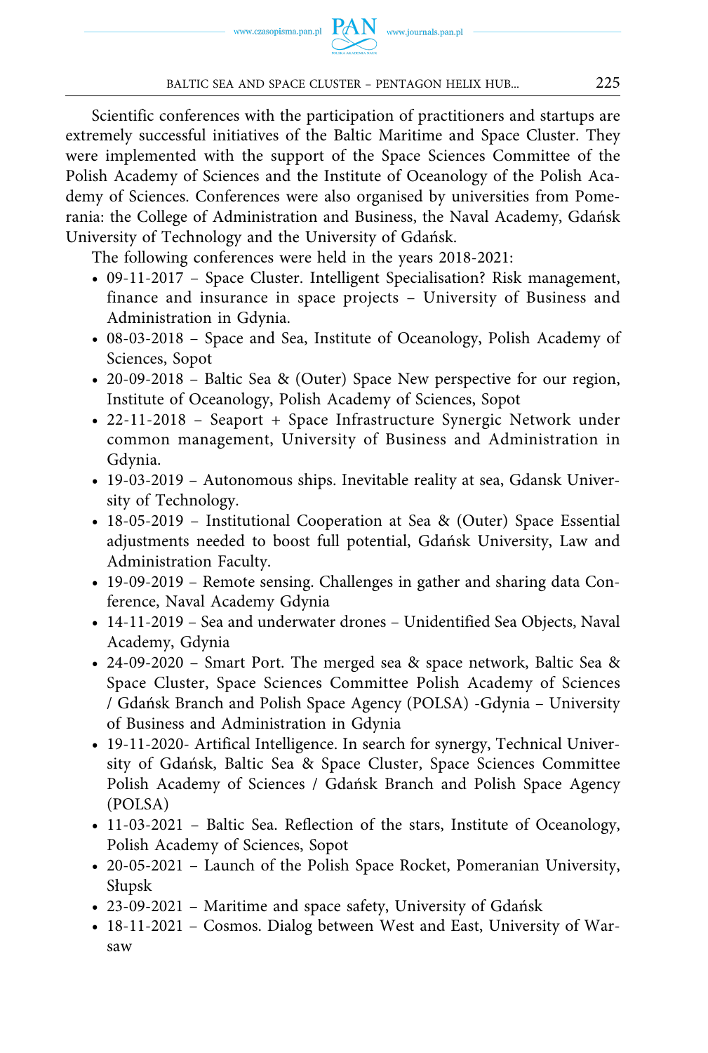Scientific conferences with the participation of practitioners and startups are extremely successful initiatives of the Baltic Maritime and Space Cluster. They were implemented with the support of the Space Sciences Committee of the Polish Academy of Sciences and the Institute of Oceanology of the Polish Academy of Sciences. Conferences were also organised by universities from Pomerania: the College of Administration and Business, the Naval Academy, Gdańsk University of Technology and the University of Gdańsk.

The following conferences were held in the years 2018-2021:

- 09-11-2017 – Space Cluster. Intelligent Specialisation? Risk management, finance and insurance in space projects – University of Business and Administration in Gdynia.
- 08-03-2018 – Space and Sea, Institute of Oceanology, Polish Academy of Sciences, Sopot
- 20-09-2018 – Baltic Sea & (Outer) Space New perspective for our region, Institute of Oceanology, Polish Academy of Sciences, Sopot
- 22-11-2018 – Seaport + Space Infrastructure Synergic Network under common management, University of Business and Administration in Gdynia.
- 19-03-2019 – Autonomous ships. Inevitable reality at sea, Gdansk University of Technology.
- 18-05-2019 – Institutional Cooperation at Sea & (Outer) Space Essential adjustments needed to boost full potential, Gdańsk University, Law and Administration Faculty.
- 19-09-2019 – Remote sensing. Challenges in gather and sharing data Conference, Naval Academy Gdynia
- 14-11-2019 – Sea and underwater drones – Unidentified Sea Objects, Naval Academy, Gdynia
- 24-09-2020 – Smart Port. The merged sea & space network, Baltic Sea & Space Cluster, Space Sciences Committee Polish Academy of Sciences / Gdańsk Branch and Polish Space Agency (POLSA) -Gdynia – University of Business and Administration in Gdynia
- 19-11-2020- Artifical Intelligence. In search for synergy, Technical University of Gdańsk, Baltic Sea & Space Cluster, Space Sciences Committee Polish Academy of Sciences / Gdańsk Branch and Polish Space Agency (POLSA)
- 11-03-2021 – Baltic Sea. Reflection of the stars, Institute of Oceanology, Polish Academy of Sciences, Sopot
- 20-05-2021 – Launch of the Polish Space Rocket, Pomeranian University, Słupsk
- 23-09-2021 – Maritime and space safety, University of Gdańsk
- 18-11-2021 – Cosmos. Dialog between West and East, University of Warsaw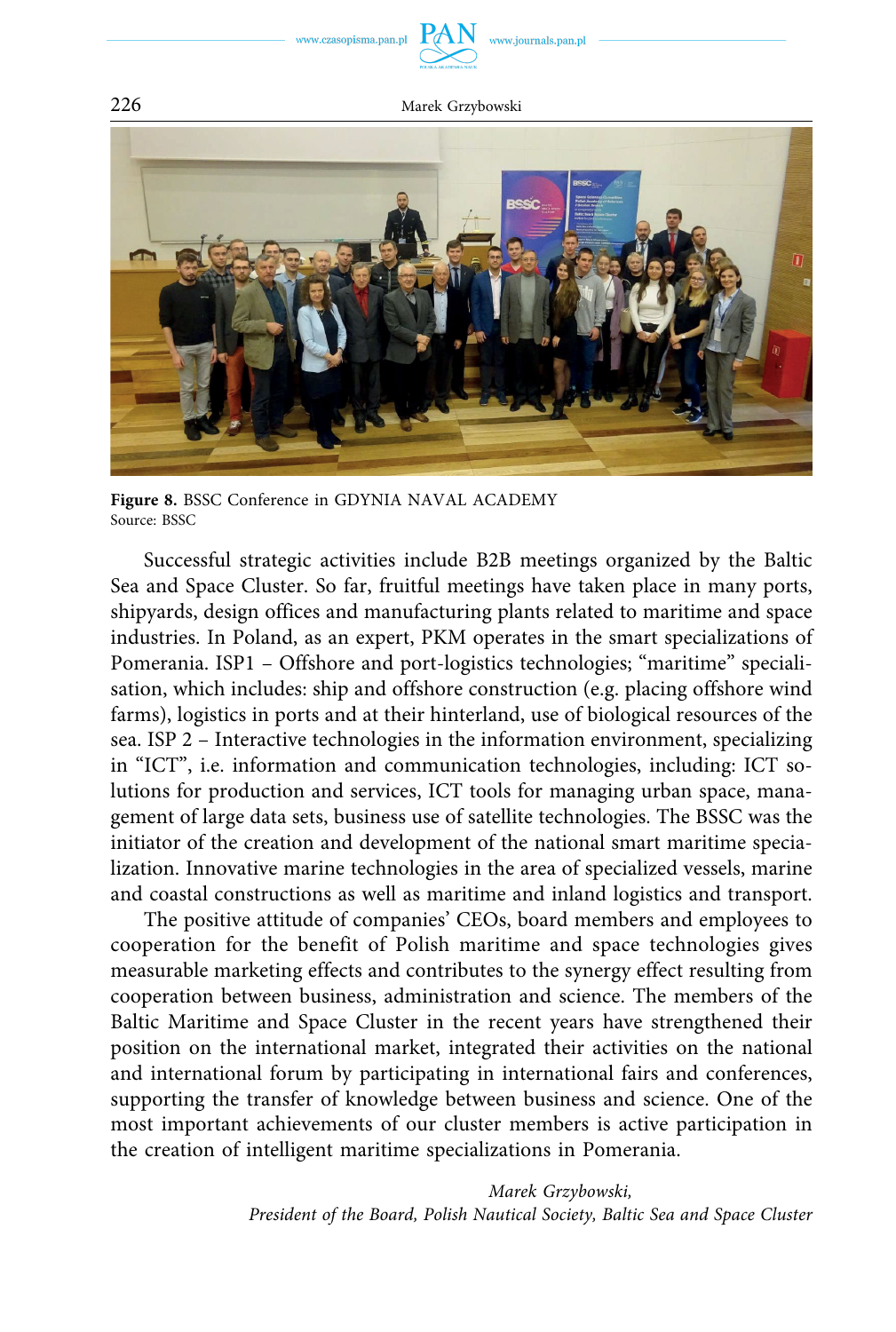**Figure 8.** BSSC Conference in GDYNIA NAVAL ACADEMY
Source: BSSC

Successful strategic activities include B2B meetings organized by the Baltic Sea and Space Cluster. So far, fruitful meetings have taken place in many ports, shipyards, design offices and manufacturing plants related to maritime and space industries. In Poland, as an expert, PKM operates in the smart specializations of Pomerania. ISP1 – Offshore and port-logistics technologies; "maritime" specialisation, which includes: ship and offshore construction (e.g. placing offshore wind farms), logistics in ports and at their hinterland, use of biological resources of the sea. ISP 2 – Interactive technologies in the information environment, specializing in "ICT", i.e. information and communication technologies, including: ICT solutions for production and services, ICT tools for managing urban space, management of large data sets, business use of satellite technologies. The BSSC was the initiator of the creation and development of the national smart maritime specialization. Innovative marine technologies in the area of specialized vessels, marine and coastal constructions as well as maritime and inland logistics and transport.

The positive attitude of companies' CEOs, board members and employees to cooperation for the benefit of Polish maritime and space technologies gives measurable marketing effects and contributes to the synergy effect resulting from cooperation between business, administration and science. The members of the Baltic Maritime and Space Cluster in the recent years have strengthened their position on the international market, integrated their activities on the national and international forum by participating in international fairs and conferences, supporting the transfer of knowledge between business and science. One of the most important achievements of our cluster members is active participation in the creation of intelligent maritime specializations in Pomerania.

*Marek Grzybowski,*
*President of the Board, Polish Nautical Society, Baltic Sea and Space Cluster*